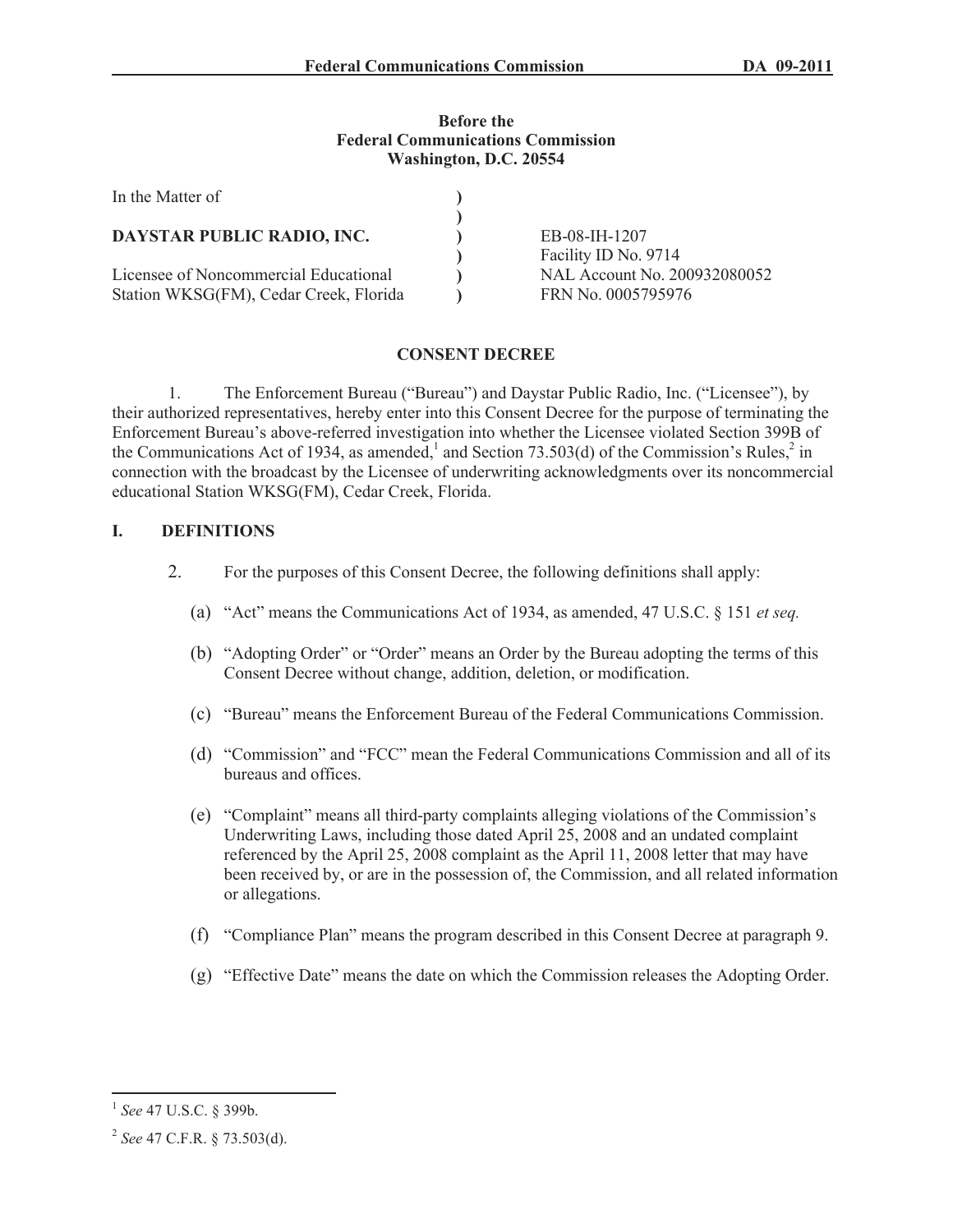Before the
Federal Communications Commission
Washington, D.C. 20554

| | | |
|---|---|---|
| In the Matter of | ) | |
| | ) | |
| **DAYSTAR PUBLIC RADIO, INC.** | ) | EB-08-IH-1207 |
| | ) | Facility ID No. 9714 |
| Licensee of Noncommercial Educational | ) | NAL Account No. 200932080052 |
| Station WKSG(FM), Cedar Creek, Florida | ) | FRN No. 0005795976 |

## CONSENT DECREE

1. The Enforcement Bureau ("Bureau") and Daystar Public Radio, Inc. ("Licensee"), by their authorized representatives, hereby enter into this Consent Decree for the purpose of terminating the Enforcement Bureau's above-referred investigation into whether the Licensee violated Section 399B of the Communications Act of 1934, as amended,[1] and Section 73.503(d) of the Commission's Rules,[2] in connection with the broadcast by the Licensee of underwriting acknowledgments over its noncommercial educational Station WKSG(FM), Cedar Creek, Florida.

## I. DEFINITIONS

2. For the purposes of this Consent Decree, the following definitions shall apply:

(a) "Act" means the Communications Act of 1934, as amended, 47 U.S.C. § 151 *et seq.*

(b) "Adopting Order" or "Order" means an Order by the Bureau adopting the terms of this Consent Decree without change, addition, deletion, or modification.

(c) "Bureau" means the Enforcement Bureau of the Federal Communications Commission.

(d) "Commission" and "FCC" mean the Federal Communications Commission and all of its bureaus and offices.

(e) "Complaint" means all third-party complaints alleging violations of the Commission's Underwriting Laws, including those dated April 25, 2008 and an undated complaint referenced by the April 25, 2008 complaint as the April 11, 2008 letter that may have been received by, or are in the possession of, the Commission, and all related information or allegations.

(f) "Compliance Plan" means the program described in this Consent Decree at paragraph 9.

(g) "Effective Date" means the date on which the Commission releases the Adopting Order.

---

[1] *See* 47 U.S.C. § 399b.

[2] *See* 47 C.F.R. § 73.503(d).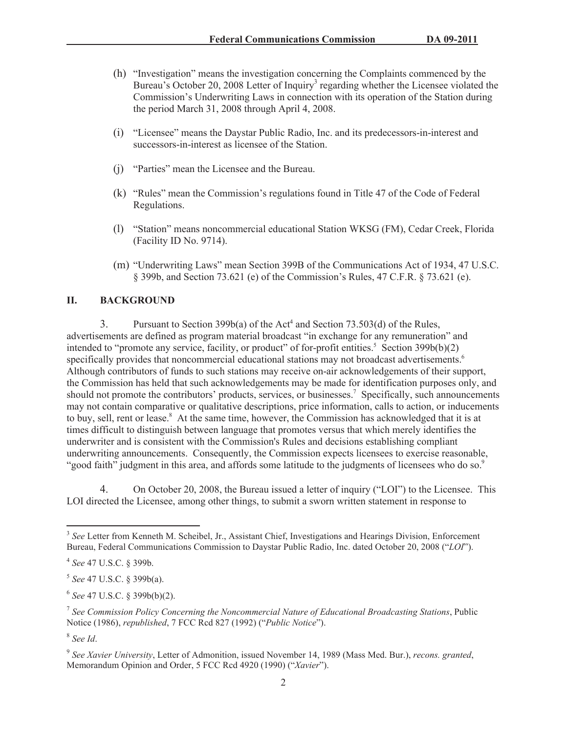(h) "Investigation" means the investigation concerning the Complaints commenced by the Bureau's October 20, 2008 Letter of Inquiry[3] regarding whether the Licensee violated the Commission's Underwriting Laws in connection with its operation of the Station during the period March 31, 2008 through April 4, 2008.

(i) "Licensee" means the Daystar Public Radio, Inc. and its predecessors-in-interest and successors-in-interest as licensee of the Station.

(j) "Parties" mean the Licensee and the Bureau.

(k) "Rules" mean the Commission's regulations found in Title 47 of the Code of Federal Regulations.

(l) "Station" means noncommercial educational Station WKSG (FM), Cedar Creek, Florida (Facility ID No. 9714).

(m) "Underwriting Laws" mean Section 399B of the Communications Act of 1934, 47 U.S.C. § 399b, and Section 73.621 (e) of the Commission's Rules, 47 C.F.R. § 73.621 (e).

## II. BACKGROUND

3. Pursuant to Section 399b(a) of the Act[4] and Section 73.503(d) of the Rules, advertisements are defined as program material broadcast "in exchange for any remuneration" and intended to "promote any service, facility, or product" of for-profit entities.[5] Section 399b(b)(2) specifically provides that noncommercial educational stations may not broadcast advertisements.[6] Although contributors of funds to such stations may receive on-air acknowledgements of their support, the Commission has held that such acknowledgements may be made for identification purposes only, and should not promote the contributors' products, services, or businesses.[7] Specifically, such announcements may not contain comparative or qualitative descriptions, price information, calls to action, or inducements to buy, sell, rent or lease.[8] At the same time, however, the Commission has acknowledged that it is at times difficult to distinguish between language that promotes versus that which merely identifies the underwriter and is consistent with the Commission's Rules and decisions establishing compliant underwriting announcements. Consequently, the Commission expects licensees to exercise reasonable, "good faith" judgment in this area, and affords some latitude to the judgments of licensees who do so.[9]

4. On October 20, 2008, the Bureau issued a letter of inquiry ("LOI") to the Licensee. This LOI directed the Licensee, among other things, to submit a sworn written statement in response to

---

[3] *See* Letter from Kenneth M. Scheibel, Jr., Assistant Chief, Investigations and Hearings Division, Enforcement Bureau, Federal Communications Commission to Daystar Public Radio, Inc. dated October 20, 2008 ("*LOI*").

[4] *See* 47 U.S.C. § 399b.

[5] *See* 47 U.S.C. § 399b(a).

[6] *See* 47 U.S.C. § 399b(b)(2).

[7] *See Commission Policy Concerning the Noncommercial Nature of Educational Broadcasting Stations*, Public Notice (1986), *republished*, 7 FCC Rcd 827 (1992) ("*Public Notice*").

[8] *See Id*.

[9] *See Xavier University*, Letter of Admonition, issued November 14, 1989 (Mass Med. Bur.), *recons. granted*, Memorandum Opinion and Order, 5 FCC Rcd 4920 (1990) ("*Xavier*").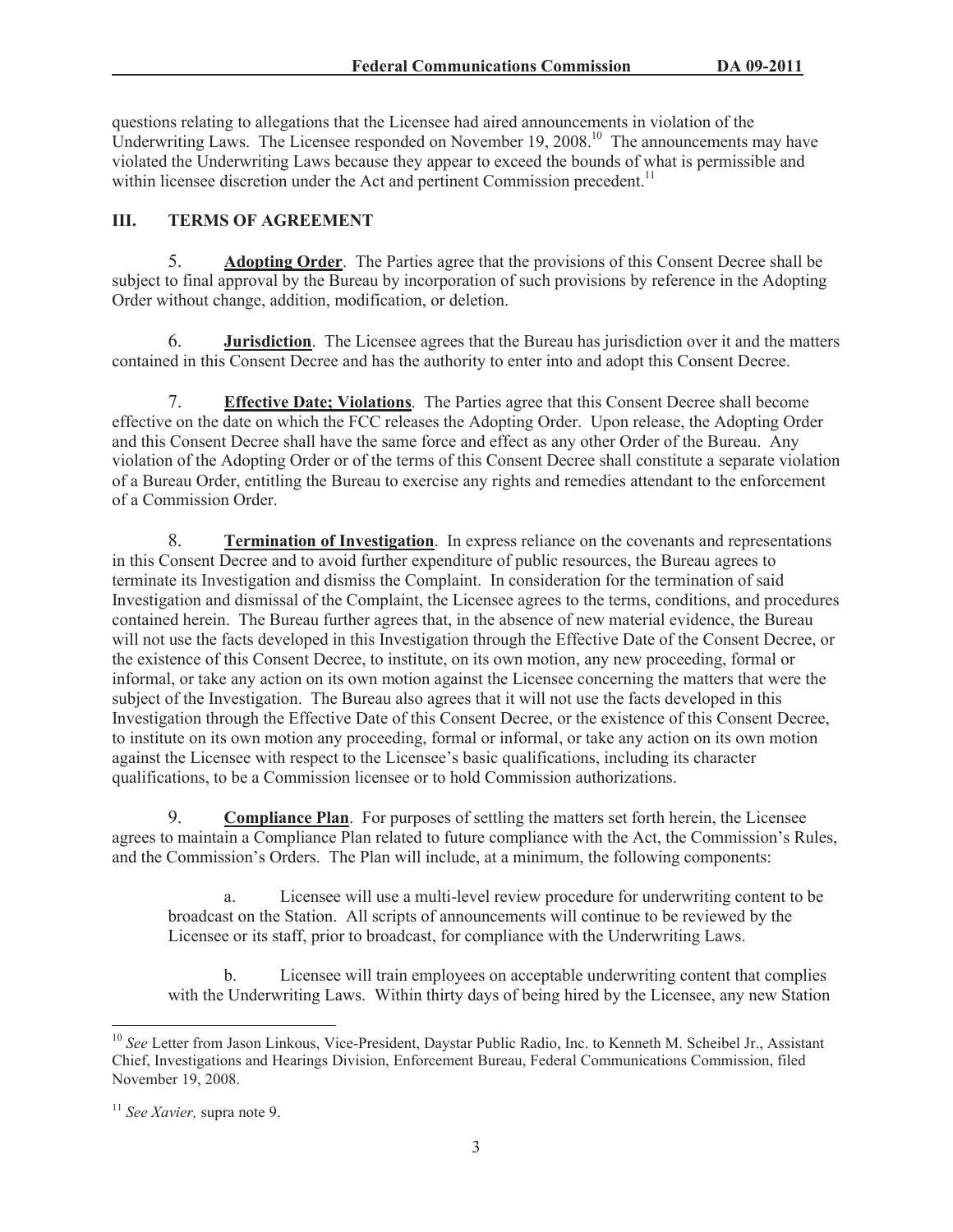questions relating to allegations that the Licensee had aired announcements in violation of the Underwriting Laws. The Licensee responded on November 19, 2008.[10] The announcements may have violated the Underwriting Laws because they appear to exceed the bounds of what is permissible and within licensee discretion under the Act and pertinent Commission precedent.[11]

## III. TERMS OF AGREEMENT

5. **Adopting Order**. The Parties agree that the provisions of this Consent Decree shall be subject to final approval by the Bureau by incorporation of such provisions by reference in the Adopting Order without change, addition, modification, or deletion.

6. **Jurisdiction**. The Licensee agrees that the Bureau has jurisdiction over it and the matters contained in this Consent Decree and has the authority to enter into and adopt this Consent Decree.

7. **Effective Date; Violations**. The Parties agree that this Consent Decree shall become effective on the date on which the FCC releases the Adopting Order. Upon release, the Adopting Order and this Consent Decree shall have the same force and effect as any other Order of the Bureau. Any violation of the Adopting Order or of the terms of this Consent Decree shall constitute a separate violation of a Bureau Order, entitling the Bureau to exercise any rights and remedies attendant to the enforcement of a Commission Order.

8. **Termination of Investigation**. In express reliance on the covenants and representations in this Consent Decree and to avoid further expenditure of public resources, the Bureau agrees to terminate its Investigation and dismiss the Complaint. In consideration for the termination of said Investigation and dismissal of the Complaint, the Licensee agrees to the terms, conditions, and procedures contained herein. The Bureau further agrees that, in the absence of new material evidence, the Bureau will not use the facts developed in this Investigation through the Effective Date of the Consent Decree, or the existence of this Consent Decree, to institute, on its own motion, any new proceeding, formal or informal, or take any action on its own motion against the Licensee concerning the matters that were the subject of the Investigation. The Bureau also agrees that it will not use the facts developed in this Investigation through the Effective Date of this Consent Decree, or the existence of this Consent Decree, to institute on its own motion any proceeding, formal or informal, or take any action on its own motion against the Licensee with respect to the Licensee's basic qualifications, including its character qualifications, to be a Commission licensee or to hold Commission authorizations.

9. **Compliance Plan**. For purposes of settling the matters set forth herein, the Licensee agrees to maintain a Compliance Plan related to future compliance with the Act, the Commission's Rules, and the Commission's Orders. The Plan will include, at a minimum, the following components:

a. Licensee will use a multi-level review procedure for underwriting content to be broadcast on the Station. All scripts of announcements will continue to be reviewed by the Licensee or its staff, prior to broadcast, for compliance with the Underwriting Laws.

b. Licensee will train employees on acceptable underwriting content that complies with the Underwriting Laws. Within thirty days of being hired by the Licensee, any new Station

---

[10] *See* Letter from Jason Linkous, Vice-President, Daystar Public Radio, Inc. to Kenneth M. Scheibel Jr., Assistant Chief, Investigations and Hearings Division, Enforcement Bureau, Federal Communications Commission, filed November 19, 2008.

[11] *See Xavier,* supra note 9.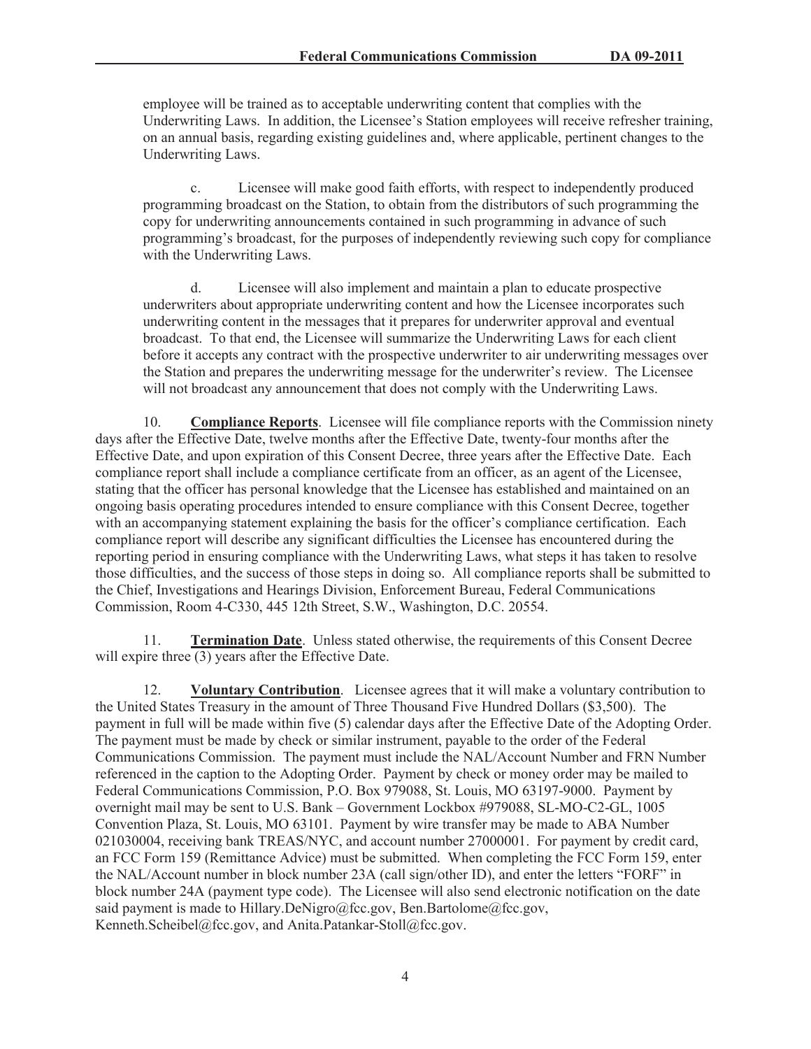employee will be trained as to acceptable underwriting content that complies with the Underwriting Laws. In addition, the Licensee's Station employees will receive refresher training, on an annual basis, regarding existing guidelines and, where applicable, pertinent changes to the Underwriting Laws.

c. Licensee will make good faith efforts, with respect to independently produced programming broadcast on the Station, to obtain from the distributors of such programming the copy for underwriting announcements contained in such programming in advance of such programming's broadcast, for the purposes of independently reviewing such copy for compliance with the Underwriting Laws.

d. Licensee will also implement and maintain a plan to educate prospective underwriters about appropriate underwriting content and how the Licensee incorporates such underwriting content in the messages that it prepares for underwriter approval and eventual broadcast. To that end, the Licensee will summarize the Underwriting Laws for each client before it accepts any contract with the prospective underwriter to air underwriting messages over the Station and prepares the underwriting message for the underwriter's review. The Licensee will not broadcast any announcement that does not comply with the Underwriting Laws.

10. **Compliance Reports**. Licensee will file compliance reports with the Commission ninety days after the Effective Date, twelve months after the Effective Date, twenty-four months after the Effective Date, and upon expiration of this Consent Decree, three years after the Effective Date. Each compliance report shall include a compliance certificate from an officer, as an agent of the Licensee, stating that the officer has personal knowledge that the Licensee has established and maintained on an ongoing basis operating procedures intended to ensure compliance with this Consent Decree, together with an accompanying statement explaining the basis for the officer's compliance certification. Each compliance report will describe any significant difficulties the Licensee has encountered during the reporting period in ensuring compliance with the Underwriting Laws, what steps it has taken to resolve those difficulties, and the success of those steps in doing so. All compliance reports shall be submitted to the Chief, Investigations and Hearings Division, Enforcement Bureau, Federal Communications Commission, Room 4-C330, 445 12th Street, S.W., Washington, D.C. 20554.

11. **Termination Date**. Unless stated otherwise, the requirements of this Consent Decree will expire three (3) years after the Effective Date.

12. **Voluntary Contribution**. Licensee agrees that it will make a voluntary contribution to the United States Treasury in the amount of Three Thousand Five Hundred Dollars ($3,500). The payment in full will be made within five (5) calendar days after the Effective Date of the Adopting Order. The payment must be made by check or similar instrument, payable to the order of the Federal Communications Commission. The payment must include the NAL/Account Number and FRN Number referenced in the caption to the Adopting Order. Payment by check or money order may be mailed to Federal Communications Commission, P.O. Box 979088, St. Louis, MO 63197-9000. Payment by overnight mail may be sent to U.S. Bank – Government Lockbox #979088, SL-MO-C2-GL, 1005 Convention Plaza, St. Louis, MO 63101. Payment by wire transfer may be made to ABA Number 021030004, receiving bank TREAS/NYC, and account number 27000001. For payment by credit card, an FCC Form 159 (Remittance Advice) must be submitted. When completing the FCC Form 159, enter the NAL/Account number in block number 23A (call sign/other ID), and enter the letters "FORF" in block number 24A (payment type code). The Licensee will also send electronic notification on the date said payment is made to Hillary.DeNigro@fcc.gov, Ben.Bartolome@fcc.gov, Kenneth.Scheibel@fcc.gov, and Anita.Patankar-Stoll@fcc.gov.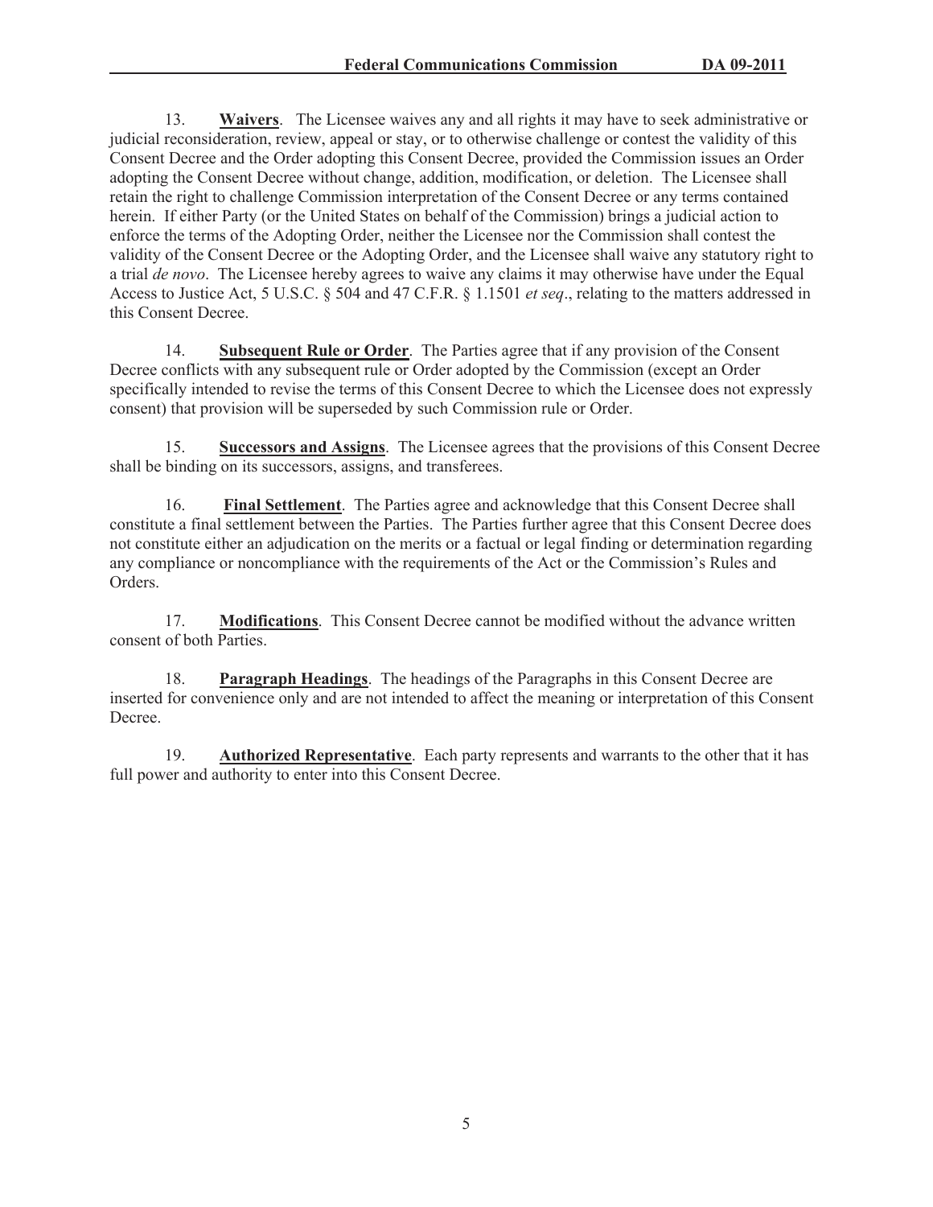13. **Waivers**. The Licensee waives any and all rights it may have to seek administrative or judicial reconsideration, review, appeal or stay, or to otherwise challenge or contest the validity of this Consent Decree and the Order adopting this Consent Decree, provided the Commission issues an Order adopting the Consent Decree without change, addition, modification, or deletion. The Licensee shall retain the right to challenge Commission interpretation of the Consent Decree or any terms contained herein. If either Party (or the United States on behalf of the Commission) brings a judicial action to enforce the terms of the Adopting Order, neither the Licensee nor the Commission shall contest the validity of the Consent Decree or the Adopting Order, and the Licensee shall waive any statutory right to a trial *de novo*. The Licensee hereby agrees to waive any claims it may otherwise have under the Equal Access to Justice Act, 5 U.S.C. § 504 and 47 C.F.R. § 1.1501 *et seq*., relating to the matters addressed in this Consent Decree.

14. **Subsequent Rule or Order**. The Parties agree that if any provision of the Consent Decree conflicts with any subsequent rule or Order adopted by the Commission (except an Order specifically intended to revise the terms of this Consent Decree to which the Licensee does not expressly consent) that provision will be superseded by such Commission rule or Order.

15. **Successors and Assigns**. The Licensee agrees that the provisions of this Consent Decree shall be binding on its successors, assigns, and transferees.

16. **Final Settlement**. The Parties agree and acknowledge that this Consent Decree shall constitute a final settlement between the Parties. The Parties further agree that this Consent Decree does not constitute either an adjudication on the merits or a factual or legal finding or determination regarding any compliance or noncompliance with the requirements of the Act or the Commission's Rules and Orders.

17. **Modifications**. This Consent Decree cannot be modified without the advance written consent of both Parties.

18. **Paragraph Headings**. The headings of the Paragraphs in this Consent Decree are inserted for convenience only and are not intended to affect the meaning or interpretation of this Consent Decree.

19. **Authorized Representative**. Each party represents and warrants to the other that it has full power and authority to enter into this Consent Decree.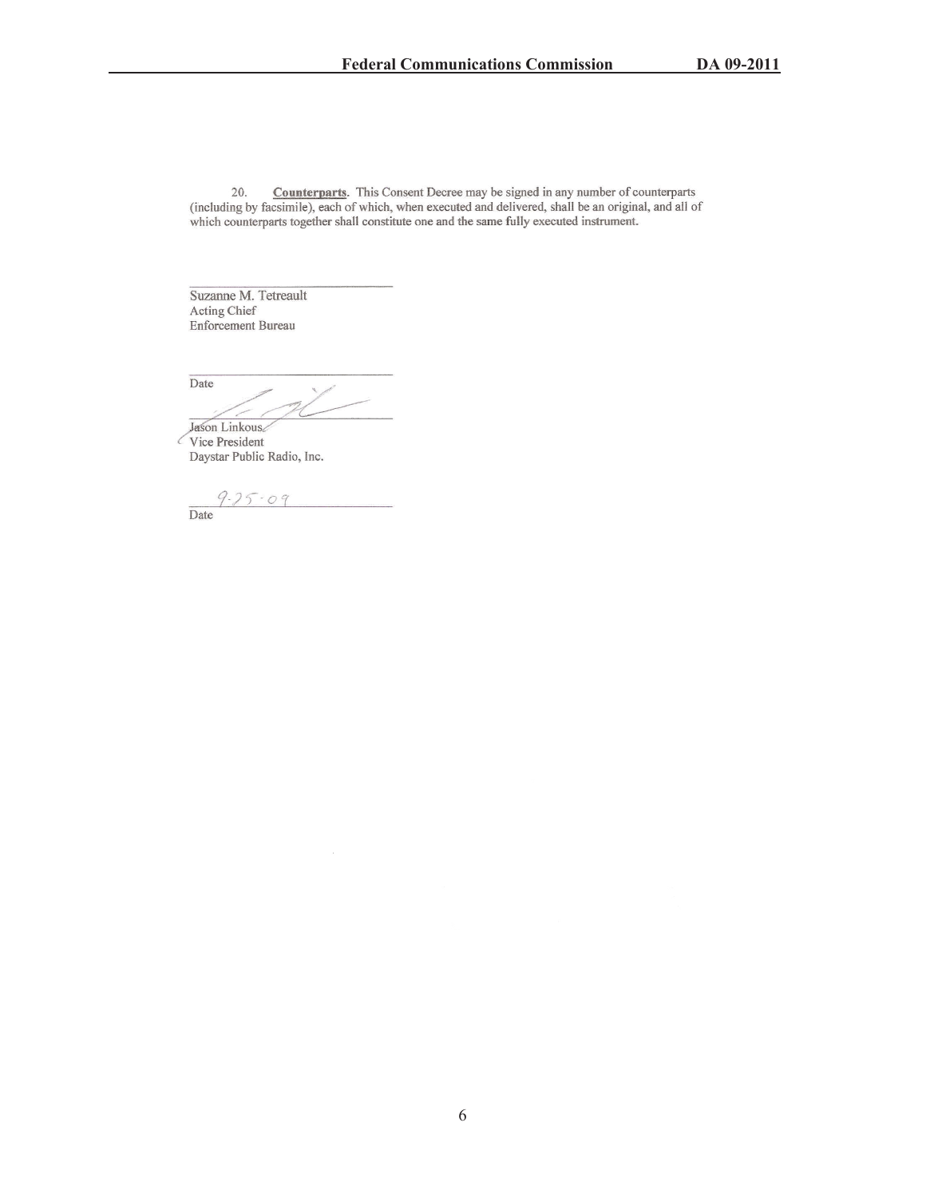20. **Counterparts**. This Consent Decree may be signed in any number of counterparts (including by facsimile), each of which, when executed and delivered, shall be an original, and all of which counterparts together shall constitute one and the same fully executed instrument.

\_\_\_\_\_\_\_\_\_\_\_\_\_\_\_\_\_\_\_\_\_\_\_\_\_\_\_\_
Suzanne M. Tetreault
Acting Chief
Enforcement Bureau

\_\_\_\_\_\_\_\_\_\_\_\_\_\_\_\_\_\_\_\_\_\_\_\_\_\_\_\_
Date

\_\_\_\_\_\_\_\_\_\_\_\_\_\_\_\_\_\_\_\_\_\_\_\_\_\_\_\_
Jason Linkous
Vice President
Daystar Public Radio, Inc.

9-25-09
Date